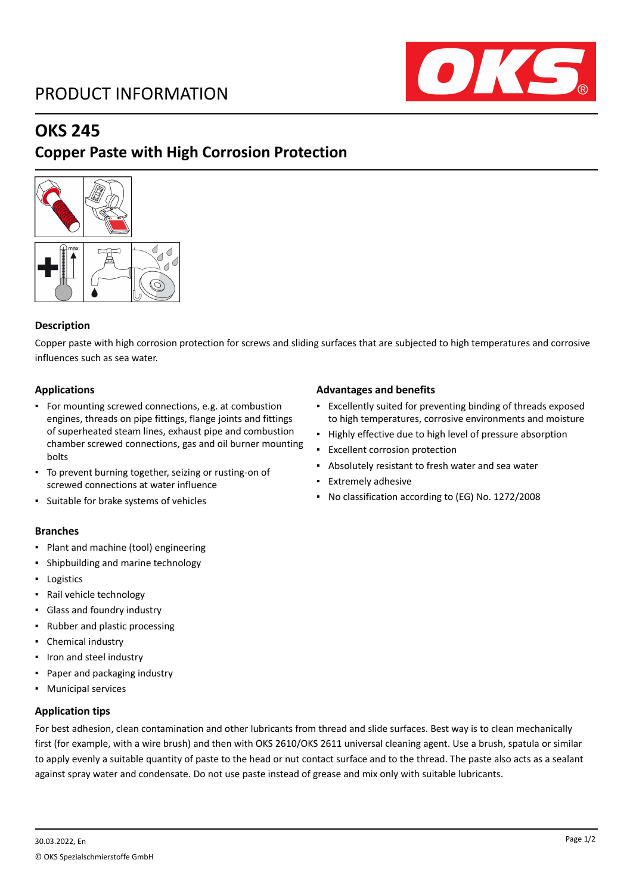# PRODUCT INFORMATION

## OKS 245

## Copper Paste with High Corrosion Protection

### Description

Copper paste with high corrosion protection for screws and sliding surfaces that are subjected to high temperatures and corrosive influences such as sea water.

### Applications

- For mounting screwed connections, e.g. at combustion engines, threads on pipe fittings, flange joints and fittings of superheated steam lines, exhaust pipe and combustion chamber screwed connections, gas and oil burner mounting bolts
- To prevent burning together, seizing or rusting-on of screwed connections at water influence
- Suitable for brake systems of vehicles

### Advantages and benefits

- Excellently suited for preventing binding of threads exposed to high temperatures, corrosive environments and moisture
- Highly effective due to high level of pressure absorption
- Excellent corrosion protection
- Absolutely resistant to fresh water and sea water
- Extremely adhesive
- No classification according to (EG) No. 1272/2008

### Branches

- Plant and machine (tool) engineering
- Shipbuilding and marine technology
- Logistics
- Rail vehicle technology
- Glass and foundry industry
- Rubber and plastic processing
- Chemical industry
- Iron and steel industry
- Paper and packaging industry
- Municipal services

### Application tips

For best adhesion, clean contamination and other lubricants from thread and slide surfaces. Best way is to clean mechanically first (for example, with a wire brush) and then with OKS 2610/OKS 2611 universal cleaning agent. Use a brush, spatula or similar to apply evenly a suitable quantity of paste to the head or nut contact surface and to the thread. The paste also acts as a sealant against spray water and condensate. Do not use paste instead of grease and mix only with suitable lubricants.

30.03.2022, En

© OKS Spezialschmierstoffe GmbH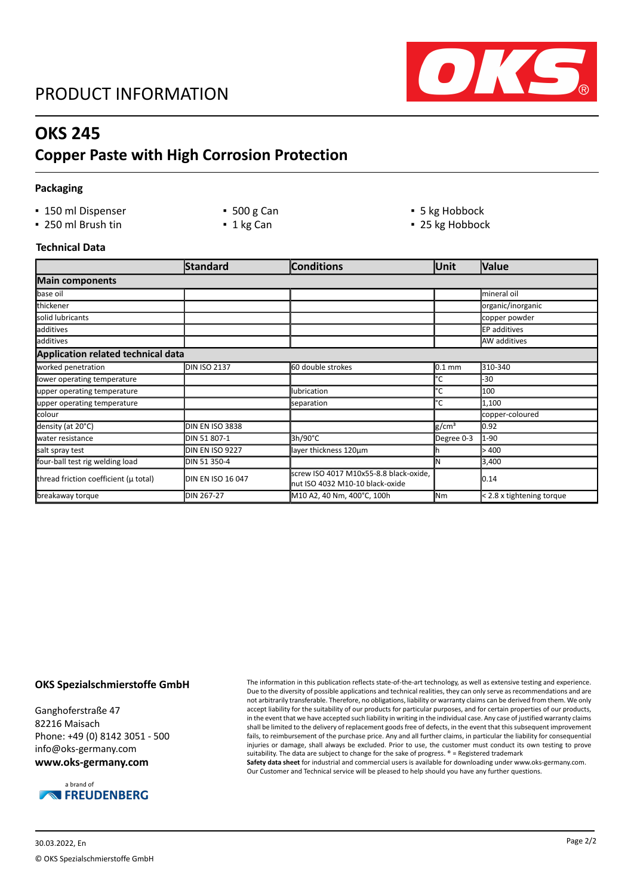# PRODUCT INFORMATION

## OKS 245

## Copper Paste with High Corrosion Protection

### Packaging

- 150 ml Dispenser
- 250 ml Brush tin
- 500 g Can
- 1 kg Can
- 5 kg Hobbock
- 25 kg Hobbock

### Technical Data

| | Standard | Conditions | Unit | Value |
|---|---|---|---|---|
| **Main components** | | | | |
| base oil | | | | mineral oil |
| thickener | | | | organic/inorganic |
| solid lubricants | | | | copper powder |
| additives | | | | EP additives |
| additives | | | | AW additives |
| **Application related technical data** | | | | |
| worked penetration | DIN ISO 2137 | 60 double strokes | 0.1 mm | 310-340 |
| lower operating temperature | | | °C | -30 |
| upper operating temperature | | lubrication | °C | 100 |
| upper operating temperature | | separation | °C | 1,100 |
| colour | | | | copper-coloured |
| density (at 20°C) | DIN EN ISO 3838 | | $g/cm^3$ | 0.92 |
| water resistance | DIN 51 807-1 | 3h/90°C | Degree 0-3 | 1-90 |
| salt spray test | DIN EN ISO 9227 | layer thickness 120µm | h | > 400 |
| four-ball test rig welding load | DIN 51 350-4 | | N | 3,400 |
| thread friction coefficient (µ total) | DIN EN ISO 16 047 | screw ISO 4017 M10x55-8.8 black-oxide, nut ISO 4032 M10-10 black-oxide | | 0.14 |
| breakaway torque | DIN 267-27 | M10 A2, 40 Nm, 400°C, 100h | Nm | < 2.8 x tightening torque |

**OKS Spezialschmierstoffe GmbH**

Ganghoferstraße 47
82216 Maisach
Phone: +49 (0) 8142 3051 - 500
info@oks-germany.com
**www.oks-germany.com**

a brand of FREUDENBERG

The information in this publication reflects state-of-the-art technology, as well as extensive testing and experience. Due to the diversity of possible applications and technical realities, they can only serve as recommendations and are not arbitrarily transferable. Therefore, no obligations, liability or warranty claims can be derived from them. We only accept liability for the suitability of our products for particular purposes, and for certain properties of our products, in the event that we have accepted such liability in writing in the individual case. Any case of justified warranty claims shall be limited to the delivery of replacement goods free of defects, in the event that this subsequent improvement fails, to reimbursement of the purchase price. Any and all further claims, in particular the liability for consequential injuries or damage, shall always be excluded. Prior to use, the customer must conduct its own testing to prove suitability. The data are subject to change for the sake of progress. ® = Registered trademark
**Safety data sheet** for industrial and commercial users is available for downloading under www.oks-germany.com. Our Customer and Technical service will be pleased to help should you have any further questions.

30.03.2022, En

© OKS Spezialschmierstoffe GmbH